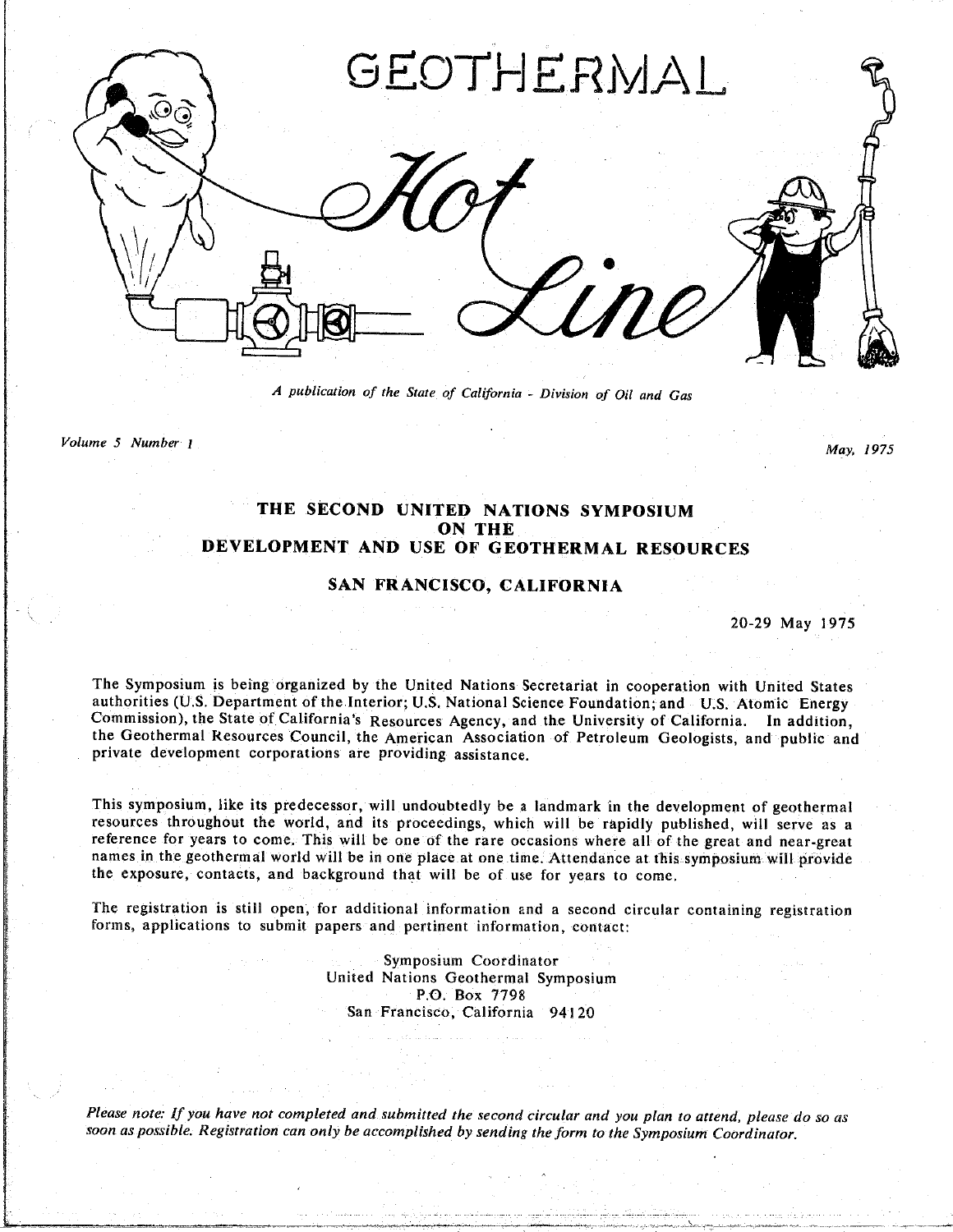# GEOTHERMAL *Hot Line*

*A publication of the State of California - Division of Oil and Gas*

*Volume 5 Number 1* *May, 1975*

## THE SECOND UNITED NATIONS SYMPOSIUM ON THE DEVELOPMENT AND USE OF GEOTHERMAL RESOURCES

### SAN FRANCISCO, CALIFORNIA

20-29 May 1975

The Symposium is being organized by the United Nations Secretariat in cooperation with United States authorities (U.S. Department of the Interior; U.S. National Science Foundation; and U.S. Atomic Energy Commission), the State of California's Resources Agency, and the University of California. In addition, the Geothermal Resources Council, the American Association of Petroleum Geologists, and public and private development corporations are providing assistance.

This symposium, like its predecessor, will undoubtedly be a landmark in the development of geothermal resources throughout the world, and its proceedings, which will be rapidly published, will serve as a reference for years to come. This will be one of the rare occasions where all of the great and near-great names in the geothermal world will be in one place at one time. Attendance at this symposium will provide the exposure, contacts, and background that will be of use for years to come.

The registration is still open, for additional information and a second circular containing registration forms, applications to submit papers and pertinent information, contact:

Symposium Coordinator
United Nations Geothermal Symposium
P.O. Box 7798
San Francisco, California 94120

*Please note: If you have not completed and submitted the second circular and you plan to attend, please do so as soon as possible. Registration can only be accomplished by sending the form to the Symposium Coordinator.*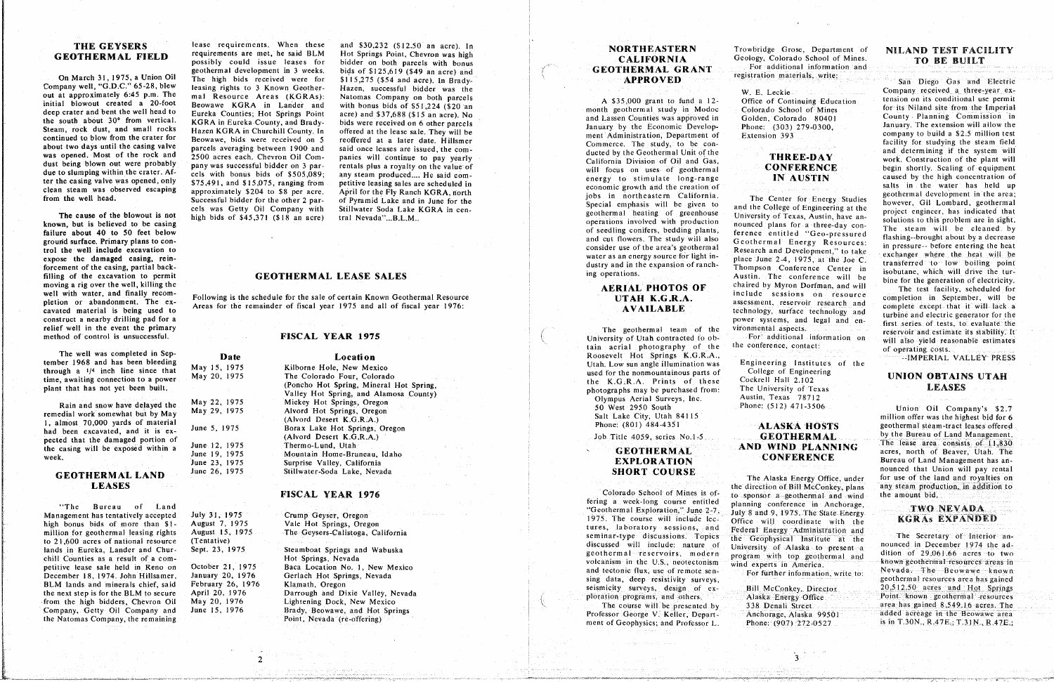## THE GEYSERS GEOTHERMAL FIELD

On March 31, 1975, a Union Oil Company well, "G.D.C." 65-28, blew out at approximately 6:45 p.m. The initial blowout created a 20-foot deep crater and bent the well head to the south about 30° from vertical. Steam, rock dust, and small rocks continued to blow from the crater for about two days until the casing valve was opened. Most of the rock and dust being blown out were probably due to slumping within the crater. After the casing valve was opened, only clean steam was observed escaping from the well head.

The cause of the blowout is not known, but is believed to be casing failure about 40 to 50 feet below ground surface. Primary plans to control the well include excavation to expose the damaged casing, reinforcement of the casing, partial backfilling of the excavation to permit moving a rig over the well, killing the well with water, and finally recompletion or abandonment. The excavated material is being used to construct a nearby drilling pad for a relief well in the event the primary method of control is unsuccessful.

The well was completed in September 1968 and has been bleeding through a 1/4 inch line since that time, awaiting connection to a power plant that has not yet been built.

Rain and snow have delayed the remedial work somewhat but by May 1, almost 70,000 yards of material had been excavated, and it is expected that the damaged portion of the casing will be exposed within a week.

## GEOTHERMAL LAND LEASES

"The Bureau of Land Management has tentatively accepted high bonus bids of more than $1-million for geothermal leasing rights to 21,600 acres of national resource lands in Eureka, Lander and Churchill Counties as a result of a competitive lease sale held in Reno on December 18, 1974. John Hillsamer, BLM lands and minerals chief, said the next step is for the BLM to secure from the high bidders, Chevron Oil Company, Getty Oil Company and the Natomas Company, the remaining lease requirements. When these requirements are met, he said BLM possibly could issue leases for geothermal development in 3 weeks. The high bids received were for leasing rights to 3 Known Geothermal Resource Areas (KGRAs): Beowawe KGRA in Lander and Eureka Counties; Hot Springs Point KGRA in Eureka County, and Brady-Hazen KGRA in Churchill County. In Beowawe, bids were received on 5 parcels averaging between 1900 and 2500 acres each. Chevron Oil Company was successful bidder on 3 parcels with bonus bids of $505,089; $75,491, and $15,075, ranging from approximately $204 to $8 per acre. Successful bidder for the other 2 parcels was Getty Oil Company with high bids of $45,371 ($18 an acre) and $30,232 ($12.50 an acre). In Hot Springs Point, Chevron was high bidder on both parcels with bonus bids of $125,619 ($49 an acre) and $115,275 ($54 an acre). In Brady-Hazen, successful bidder was the Natomas Company on both parcels with bonus bids of $51,224 ($20 an acre) and $37,688 ($15 an acre). No bids were received on 6 other parcels offered at the lease sale. They will be reoffered at a later date. Hillsmer said once leases are issued, the companies will continue to pay yearly rentals plus a royalty on the value of any steam produced.... He said competitive leasing sales are scheduled in April for the Fly Ranch KGRA, north of Pyramid Lake and in June for the Stillwater Soda Lake KGRA in central Nevada"...B.L.M..

## GEOTHERMAL LEASE SALES

Following is the schedule for the sale of certain Known Geothermal Resource Areas for the remainder of fiscal year 1975 and all of fiscal year 1976:

### FISCAL YEAR 1975

| Date | Location |
|---|---|
| May 15, 1975 | Kilborne Hole, New Mexico |
| May 20, 1975 | The Colorado Four, Colorado (Poncho Hot Spring, Mineral Hot Spring, Valley Hot Spring, and Alamosa County) |
| May 22, 1975 | Mickey Hot Springs, Oregon |
| May 29, 1975 | Alvord Hot Springs, Oregon (Alvord Desert K.G.R.A.) |
| June 5, 1975 | Borax Lake Hot Springs, Oregon (Alvord Desert K.G.R.A.) |
| June 12, 1975 | Thermo-Lund, Utah |
| June 19, 1975 | Mountain Home-Bruneau, Idaho |
| June 23, 1975 | Surprise Valley, California |
| June 26, 1975 | Stillwater-Soda Lake, Nevada |

### FISCAL YEAR 1976

| Date | Location |
|---|---|
| July 31, 1975 | Crump Geyser, Oregon |
| August 7, 1975 | Vale Hot Springs, Oregon |
| August 15, 1975 (Tentative) | The Geysers-Calistoga, California |
| Sept. 23, 1975 | Steamboat Springs and Wabuska Hot Springs, Nevada |
| October 21, 1975 | Baca Location No. 1, New Mexico |
| January 20, 1976 | Gerlach Hot Springs, Nevada |
| February 26, 1976 | Klamath, Oregon |
| April 20, 1976 | Darrough and Dixie Valley, Nevada |
| May 20, 1976 | Lightening Dock, New Mexico |
| June 15, 1976 | Brady, Beowawe, and Hot Springs Point, Nevada (re-offering) |

## NORTHEASTERN CALIFORNIA GEOTHERMAL GRANT APPROVED

A $35,000 grant to fund a 12-month geothermal study in Modoc and Lassen Counties was approved in January by the Economic Development Administration, Department of Commerce. The study, to be conducted by the Geothermal Unit of the California Division of Oil and Gas, will focus on uses of geothermal energy to stimulate long-range economic growth and the creation of jobs in northeastern California. Special emphasis will be given to geothermal heating of greenhouse operations involved with production of seedling conifers, bedding plants, and cut flowers. The study will also consider use of the area's geothermal water as an energy source for light industry and in the expansion of ranching operations.

## AERIAL PHOTOS OF UTAH K.G.R.A. AVAILABLE

The geothermal team of the University of Utah contracted to obtain aerial photography of the Roosevelt Hot Springs K.G.R.A., Utah. Low sun angle illumination was used for the nonmountainous parts of the K.G.R.A. Prints of these photographs may be purchased from:

Olympus Aerial Surveys, Inc.
50 West 2950 South
Salt Lake City, Utah 84115
Phone: (801) 484-4351

Job Title 4059, series No.1-5

## GEOTHERMAL EXPLORATION SHORT COURSE

Colorado School of Mines is offering a week-long course entitled "Geothermal Exploration," June 2-7, 1975. The course will include lectures, laboratory sessions, and seminar-type discussions. Topics discussed will include: nature of geothermal reservoirs, modern volcanism in the U.S., neotectonism and tectonic flux, use of remote sensing data, deep resistivity surveys, seismicity surveys, design of exploration programs, and others.

The course will be presented by Professor George V. Keller, Department of Geophysics; and Professor L. Trowbridge Grose, Department of Geology, Colorado School of Mines.

For additional information and registration materials, write:

W. E. Leckie
Office of Continuing Education
Colorado School of Mines
Golden, Colorado 80401
Phone: (303) 279-0300,
Extension 393

## THREE-DAY CONFERENCE IN AUSTIN

The Center for Energy Studies and the College of Engineering at the University of Texas, Austin, have announced plans for a three-day conference entitled "Geo-pressured Geothermal Energy Resources: Research and Development," to take place June 2-4, 1975, at the Joe C. Thompson Conference Center in Austin. The conference will be chaired by Myron Dorfman, and will include sessions on resource assessment, reservoir research and technology, surface technology and power systems, and legal and environmental aspects.

For additional information on the conference, contact:

Engineering Institutes of the College of Engineering
Cockrell Hall 2.102
The University of Texas
Austin, Texas 78712
Phone: (512) 471-3506

## ALASKA HOSTS GEOTHERMAL AND WIND PLANNING CONFERENCE

The Alaska Energy Office, under the direction of Bill McConkey, plans to sponsor a geothermal and wind planning conference in Anchorage, July 8 and 9, 1975. The State Energy Office will coordinate with the Federal Energy Administration and the Geophysical Institute at the University of Alaska to present a program with top geothermal and wind experts in America.

For further information, write to:

Bill McConkey, Director
Alaska Energy Office
338 Denali Street
Anchorage, Alaska 99501
Phone: (907) 272-0527

## NILAND TEST FACILITY TO BE BUILT

San Diego Gas and Electric Company received a three-year extension on its conditional use permit for its Niland site from the Imperial County Planning Commission in January. The extension will allow the company to build a $2.5 million test facility for studying the steam field and determining if the system will work. Construction of the plant will begin shortly. Scaling of equipment caused by the high concentration of salts in the water has held up geothermal development in the area; however, Gil Lombard, geothermal project engineer, has indicated that solutions to this problem are in sight. The steam will be cleaned by flashing--brought about by a decrease in pressure-- before entering the heat exchanger where the heat will be transferred to low boiling point isobutane, which will drive the turbine for the generation of electricity.

The test facility, scheduled for completion in September, will be complete except that it will lack a turbine and electric generator for the first series of tests, to evaluate the reservoir and estimate its stability. It will also yield reasonable estimates of operating costs.

--IMPERIAL VALLEY PRESS

## UNION OBTAINS UTAH LEASES

Union Oil Company's $2.7 million offer was the highest bid for 6 geothermal steam-tract leases offered by the Bureau of Land Management. The lease area consists of 11,830 acres, north of Beaver, Utah. The Bureau of Land Management has announced that Union will pay rental for use of the land and royalties on any steam production, in addition to the amount bid.

## TWO NEVADA KGRAs EXPANDED

The Secretary of Interior announced in December 1974 the addition of 29,061.66 acres to two known geothermal resources areas in Nevada. The Beowawe known geothermal resources area has gained 20,512.50 acres and Hot Springs Point known geothermal resources area has gained 8,549.16 acres. The added acreage in the Beowawe area is in T.30N., R.47E.; T.31N., R.47E.;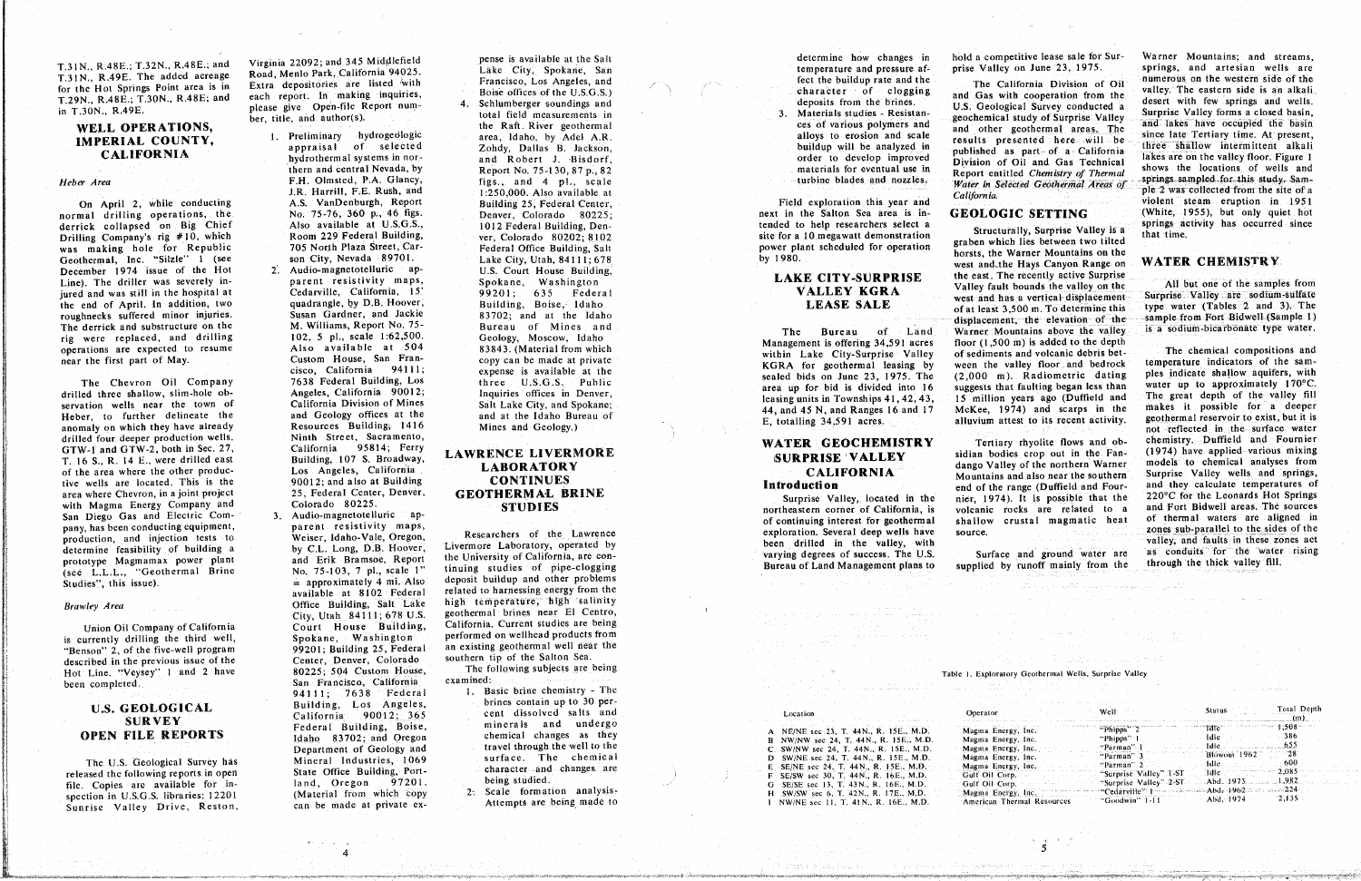T.31N., R.48E.; T.32N., R.48E.; and T.31N., R.49E. The added acreage for the Hot Springs Point area is in T.29N., R.48E.; T.30N., R.48E; and in T.30N., R.49E.

## WELL OPERATIONS, IMPERIAL COUNTY, CALIFORNIA

*Heber Area*

On April 2, while conducting normal drilling operations, the derrick collapsed on Big Chief Drilling Company's rig #10, which was making hole for Republic Geothermal, Inc. "Silzle" 1 (see December 1974 issue of the Hot Line). The driller was severely injured and was still in the hospital at the end of April. In addition, two roughnecks suffered minor injuries. The derrick and substructure on the rig were replaced, and drilling operations are expected to resume near the first part of May.

The Chevron Oil Company drilled three shallow, slim-hole observation wells near the town of Heber, to further delineate the anomaly on which they have already drilled four deeper production wells. GTW-1 and GTW-2, both in Sec. 27, T. 16 S., R. 14 E., were drilled east of the area where the other productive wells are located. This is the area where Chevron, in a joint project with Magma Energy Company and San Diego Gas and Electric Company, has been conducting equipment, production, and injection tests to determine feasibility of building a prototype Magmamax power plant (see L.L.L., "Geothermal Brine Studies", this issue).

*Brawley Area*

Union Oil Company of California is currently drilling the third well, "Benson" 2, of the five-well program described in the previous issue of the Hot Line. "Veysey" 1 and 2 have been completed.

## U.S. GEOLOGICAL SURVEY OPEN FILE REPORTS

The U.S. Geological Survey has released the following reports in open file. Copies are available for inspection in U.S.G.S. libraries: 12201 Sunrise Valley Drive, Reston, Virginia 22092; and 345 Middlefield Road, Menlo Park, California 94025. Extra depositories are listed with each report. In making inquiries, please give Open-file Report number, title, and author(s).

1. Preliminary hydrogeologic appraisal of selected hydrothermal systems in northern and central Nevada, by F.H. Olmsted, P.A. Glancy, J.R. Harrill, F.E. Rush, and A.S. VanDenburgh, Report No. 75-76, 360 p., 46 figs. Also available at U.S.G.S., Room 229 Federal Building, 705 North Plaza Street, Carson City, Nevada 89701.
2. Audio-magnetotelluric apparent resistivity maps, Cedarville, California, 15' quadrangle, by D.B. Hoover, Susan Gardner, and Jackie M. Williams, Report No. 75-102, 5 pl., scale 1:62,500. Also available at 504 Custom House, San Francisco, California 94111; 7638 Federal Building, Los Angeles, California 90012; California Division of Mines and Geology offices at the Resources Building, 1416 Ninth Street, Sacramento, California 95814; Ferry Building, 107 S. Broadway, Los Angeles, California 90012; and also at Building 25, Federal Center, Denver, Colorado 80225.
3. Audio-magnetotelluric apparent resistivity maps, Weiser, Idaho-Vale, Oregon, by C.L. Long, D.B. Hoover, and Erik Bramsoe, Report No. 75-103, 7 pl., scale 1" = approximately 4 mi. Also available at 8102 Federal Office Building, Salt Lake City, Utah 84111; 678 U.S. Court House Building, Spokane, Washington 99201; Building 25, Federal Center, Denver, Colorado 80225; 504 Custom House, San Francisco, California 94111; 7638 Federal Building, Los Angeles, California 90012; 365 Federal Building, Boise, Idaho 83702; and Oregon Department of Geology and Mineral Industries, 1069 State Office Building, Portland, Oregon 97201. (Material from which copy can be made at private expense is available at the Salt Lake City, Spokane, San Francisco, Los Angeles, and Boise offices of the U.S.G.S.)
4. Schlumberger soundings and total field measurements in the Raft River geothermal area, Idaho, by Adel A.R. Zohdy, Dallas B. Jackson, and Robert J. Bisdorf, Report No. 75-130, 87 p., 82 figs., and 4 pl., scale 1:250,000. Also available at Building 25, Federal Center, Denver, Colorado 80225; 1012 Federal Building, Denver, Colorado 80202; 8102 Federal Office Building, Salt Lake City, Utah, 84111; 678 U.S. Court House Building, Spokane, Washington 99201; 635 Federal Building, Boise, Idaho 83702; and at the Idaho Bureau of Mines and Geology, Moscow, Idaho 83843. (Material from which copy can be made at private expense is available at the three U.S.G.S. Public Inquiries offices in Denver, Salt Lake City, and Spokane; and at the Idaho Bureau of Mines and Geology.)

## LAWRENCE LIVERMORE LABORATORY CONTINUES GEOTHERMAL BRINE STUDIES

Researchers of the Lawrence Livermore Laboratory, operated by the University of California, are continuing studies of pipe-clogging deposit buildup and other problems related to harnessing energy from the high temperature, high salinity geothermal brines near El Centro, California. Current studies are being performed on wellhead products from an existing geothermal well near the southern tip of the Salton Sea.

The following subjects are being examined:

1. Basic brine chemistry - The brines contain up to 30 percent dissolved salts and minerals and undergo chemical changes as they travel through the well to the surface. The chemical character and changes are being studied.
2. Scale formation analysis - Attempts are being made to determine how changes in temperature and pressure affect the buildup rate and the character of clogging deposits from the brines.
3. Materials studies - Resistances of various polymers and alloys to erosion and scale buildup will be analyzed in order to develop improved materials for eventual use in turbine blades and nozzles.

Field exploration this year and next in the Salton Sea area is intended to help researchers select a site for a 10 megawatt demonstration power plant scheduled for operation by 1980.

## LAKE CITY-SURPRISE VALLEY KGRA LEASE SALE

The Bureau of Land Management is offering 34,591 acres within Lake City-Surprise Valley KGRA for geothermal leasing by sealed bids on June 23, 1975. The area up for bid is divided into 16 leasing units in Townships 41, 42, 43, 44, and 45 N, and Ranges 16 and 17 E, totalling 34,591 acres.

## WATER GEOCHEMISTRY SURPRISE VALLEY CALIFORNIA

### Introduction

Surprise Valley, located in the northeastern corner of California, is of continuing interest for geothermal exploration. Several deep wells have been drilled in the valley, with varying degrees of success. The U.S. Bureau of Land Management plans to hold a competitive lease sale for Surprise Valley on June 23, 1975.

The California Division of Oil and Gas with cooperation from the U.S. Geological Survey conducted a geochemical study of Surprise Valley and other geothermal areas. The results presented here will be published as part of a California Division of Oil and Gas Technical Report entitled *Chemistry of Thermal Water in Selected Geothermal Areas of California.*

### GEOLOGIC SETTING

Structurally, Surprise Valley is a graben which lies between two tilted horsts, the Warner Mountains on the west and the Hays Canyon Range on the east. The recently active Surprise Valley fault bounds the valley on the west and has a vertical displacement of at least 3,500 m. To determine this displacement, the elevation of the Warner Mountains above the valley floor (1,500 m) is added to the depth of sediments and volcanic debris between the valley floor and bedrock (2,000 m). Radiometric dating suggests that faulting began less than 15 million years ago (Duffield and McKee, 1974) and scarps in the alluvium attest to its recent activity.

Tertiary rhyolite flows and obsidian bodies crop out in the Fandango Valley of the northern Warner Mountains and also near the southern end of the range (Duffield and Fournier, 1974). It is possible that the volcanic rocks are related to a shallow crustal magmatic heat source.

Surface and ground water are supplied by runoff mainly from the Warner Mountains; and streams, springs, and artesian wells are numerous on the western side of the valley. The eastern side is an alkali desert with few springs and wells. Surprise Valley forms a closed basin, and lakes have occupied the basin since late Tertiary time. At present, three shallow intermittent alkali lakes are on the valley floor. Figure 1 shows the locations of wells and springs sampled for this study. Sample 2 was collected from the site of a violent steam eruption in 1951 (White, 1955), but only quiet hot springs activity has occurred since that time.

### WATER CHEMISTRY

All but one of the samples from Surprise Valley are sodium-sulfate type water (Tables 2 and 3). The sample from Fort Bidwell (Sample 1) is a sodium-bicarbonate type water.

The chemical compositions and temperature indicators of the samples indicate shallow aquifers, with water up to approximately 170°C. The great depth of the valley fill makes it possible for a deeper geothermal reservoir to exist, but it is not reflected in the surface water chemistry. Duffield and Fournier (1974) have applied various mixing models to chemical analyses from Surprise Valley wells and springs, and they calculate temperatures of 220°C for the Leonards Hot Springs and Fort Bidwell areas. The sources of thermal waters are aligned in zones sub-parallel to the sides of the valley, and faults in these zones act as conduits for the water rising through the thick valley fill.

Table 1. Exploratory Geothermal Wells, Surprise Valley

| | Location | Operator | Well | Status | Total Depth (m) |
|---|---|---|---|---|---|
| A | NE/NE sec 23, T. 44N., R. 15E., M.D. | Magma Energy, Inc. | "Phipps" 2 | Idle | 1,508 |
| B | NW/NW sec 24, T. 44N., R. 15E., M.D. | Magma Energy, Inc. | "Phipps" 1 | Idle | 386 |
| C | SW/NW sec 24, T. 44N., R. 15E., M.D. | Magma Energy, Inc. | "Parman" 1 | Idle | 655 |
| D | SW/NE sec 24, T. 44N., R. 15E., M.D. | Magma Energy, Inc. | "Parman" 3 | Blowout 1962 | 28 |
| E | SE/NE sec 24, T. 44N., R. 15E., M.D. | Magma Energy, Inc. | "Parman" 2 | Idle | 600 |
| F | SE/SW sec 30, T. 44N., R. 16E., M.D. | Gulf Oil Corp. | "Surprise Valley" 1-ST | Idle | 2,085 |
| G | SE/SE sec 13, T. 43N., R. 16E., M.D. | Gulf Oil Corp. | "Surprise Valley" 2-ST | Abd. 1973 | 1,982 |
| H | SW/SW sec 6, T. 42N., R. 17E., M.D. | Magma Energy, Inc. | "Cedarville" 1 | Abd. 1962 | 224 |
| I | NW/NE sec 11, T. 41N., R. 16E., M.D. | American Thermal Resources | "Goodwin" 1-11 | Abd. 1974 | 2,135 |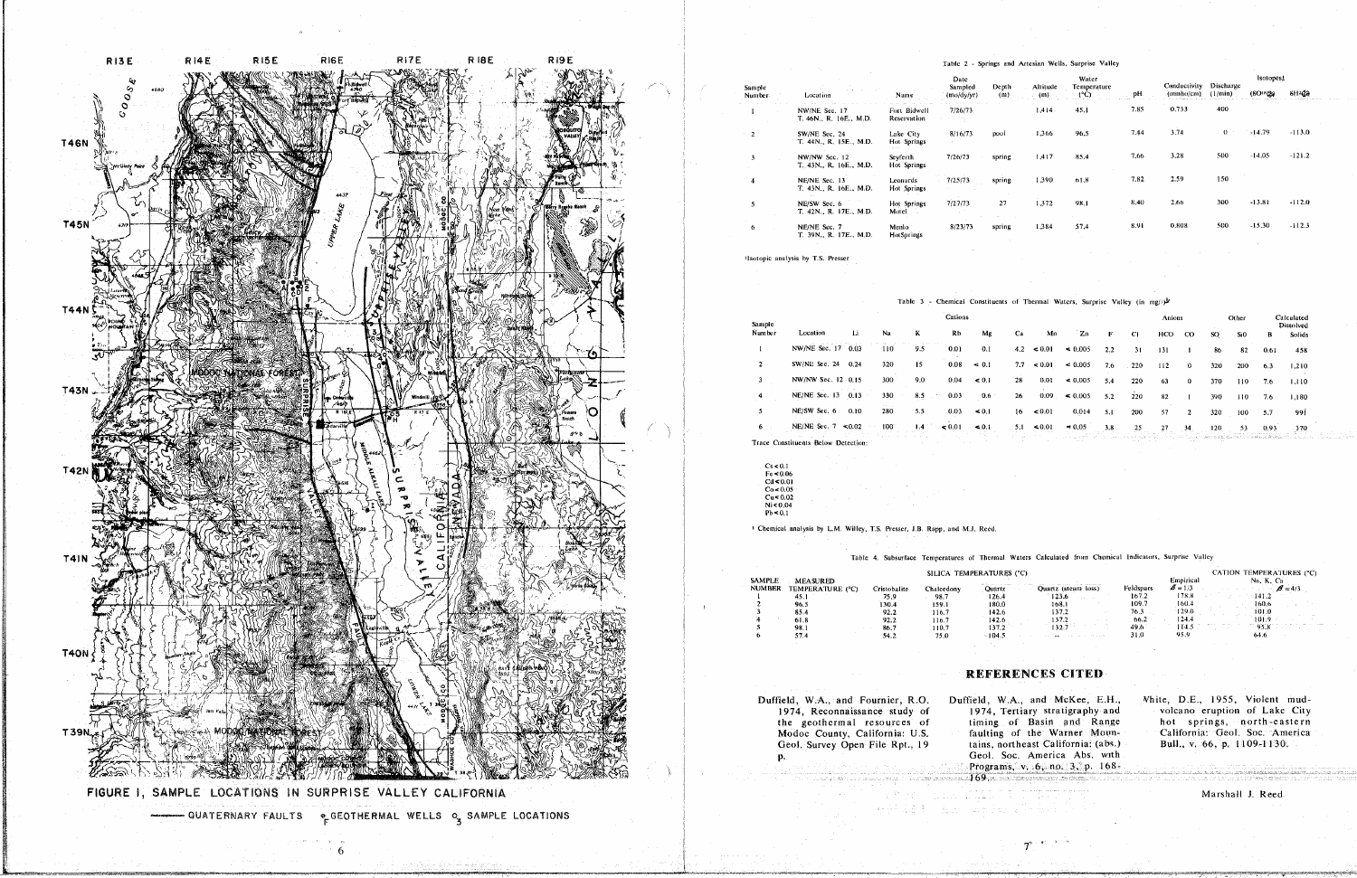FIGURE 1, SAMPLE LOCATIONS IN SURPRISE VALLEY CALIFORNIA

—— QUATERNARY FAULTS   GEOTHERMAL WELLS   SAMPLE LOCATIONS

Table 2 - Springs and Artesian Wells, Surprise Valley

| Sample Number | Location | Name | Date Sampled (mo/dy/yr) | Depth (m) | Altitude (m) | Water Temperature (°C) | pH | Conductivity (mmho/cm) | Discharge (l/min) | Isotopes[1] $\delta O^{18}$ | $\delta H^2$ |
|---|---|---|---|---|---|---|---|---|---|---|---|
| 1 | NW/NE Sec. 17 T. 46N., R. 16E., M.D. | Fort Bidwell Reservation | 7/26/73 | | 1,414 | 45.1 | 7.85 | 0.733 | 400 | | |
| 2 | SW/NE Sec. 24 T. 44N., R. 15E., M.D. | Lake City Hot Springs | 8/16/73 | pool | 1,366 | 96.5 | 7.44 | 3.74 | 0 | -14.79 | -113.0 |
| 3 | NW/NW Sec. 12 T. 43N., R. 16E., M.D. | Seyferth Hot Springs | 7/26/73 | spring | 1,417 | 85.4 | 7.66 | 3.28 | 500 | -14.05 | -121.2 |
| 4 | NE/NE Sec. 13 T. 43N., R. 16E., M.D. | Leonards Hot Springs | 7/25/73 | spring | 1,390 | 61.8 | 7.82 | 2.59 | 150 | | |
| 5 | NE/SW Sec. 6 T. 42N., R. 17E., M.D. | Hot Springs Motel | 7/27/73 | 27 | 1,372 | 98.1 | 8.40 | 2.66 | 300 | -13.81 | -112.0 |
| 6 | NE/NE Sec. 7 T. 39N., R. 17E., M.D. | Menlo HotSprings | 8/23/73 | spring | 1,384 | 57.4 | 8.91 | 0.808 | 500 | -15.30 | -112.3 |

[1]Isotopic analysis by T.S. Presser

Table 3 - Chemical Constituents of Thermal Waters, Surprise Valley (in mg/l)[1]

| Sample Number | Location | Li | Na | K | Rb | Mg | Ca | Mn | Zn | F | Cl | $HCO_3$ | $CO_3$ | $SO_4$ | $SiO_2$ | B | Calculated Dissolved Solids |
|---|---|---|---|---|---|---|---|---|---|---|---|---|---|---|---|---|---|
| | | | Cations | | | | | | | | Anions | | | Other | | | |
| 1 | NW/NE Sec. 17 | 0.03 | 110 | 9.5 | 0.01 | 0.1 | 4.2 | < 0.01 | < 0.005 | 2.2 | 31 | 131 | 1 | 86 | 82 | 0.61 | 458 |
| 2 | SW/NE Sec. 24 | 0.24 | 320 | 15 | 0.08 | < 0.1 | 7.7 | < 0.01 | < 0.005 | 7.6 | 220 | 112 | 0 | 320 | 200 | 6.3 | 1,210 |
| 3 | NW/NW Sec. 12 | 0.15 | 300 | 9.0 | 0.04 | < 0.1 | 28 | 0.01 | < 0.005 | 5.4 | 220 | 63 | 0 | 370 | 110 | 7.6 | 1,110 |
| 4 | NE/NE Sec. 13 | 0.13 | 330 | 8.5 | 0.03 | 0.6 | 26 | 0.09 | < 0.005 | 5.2 | 220 | 82 | 1 | 390 | 110 | 7.6 | 1,180 |
| 5 | NE/SW Sec. 6 | 0.10 | 280 | 5.5 | 0.03 | < 0.1 | 16 | < 0.01 | 0.014 | 5.1 | 200 | 57 | 2 | 320 | 100 | 5.7 | 991 |
| 6 | NE/NE Sec. 7 | < 0.02 | 100 | 1.4 | < 0.01 | < 0.1 | 5.1 | < 0.01 | < 0.05 | 3.8 | 25 | 27 | 34 | 120 | 53 | 0.93 | 370 |

Trace Constituents Below Detection:

Cs < 0.1
Fe < 0.06
Cd < 0.01
Co < 0.05
Cu < 0.02
Ni < 0.04
Pb < 0.1

[1] Chemical analysis by L.M. Willey, T.S. Presser, J.B. Rapp, and M.J. Reed.

Table 4. Subsurface Temperatures of Thermal Waters Calculated from Chemical Indicators, Surprise Valley

| SAMPLE NUMBER | MEASURED TEMPERATURE (°C) | SILICA TEMPERATURES (°C) Cristobalite | Chalcedony | Quartz | Quartz (steam loss) | Feldspars | CATION TEMPERATURES (°C) Na, K, Ca Empirical $\beta = 1/3$ | $\beta = 4/3$ |
|---|---|---|---|---|---|---|---|---|
| 1 | 45.1 | 75.9 | 98.7 | 126.4 | 123.6 | 167.2 | 178.8 | 141.2 |
| 2 | 96.5 | 130.4 | 159.1 | 180.0 | 168.1 | 109.7 | 160.4 | 160.6 |
| 3 | 85.4 | 92.2 | 116.7 | 142.6 | 137.2 | 76.3 | 129.0 | 101.0 |
| 4 | 61.8 | 92.2 | 116.7 | 142.6 | 137.2 | 66.2 | 124.4 | 101.9 |
| 5 | 98.1 | 86.7 | 110.7 | 137.2 | 132.7 | 49.6 | 114.5 | 93.8 |
| 6 | 57.4 | 54.2 | 75.0 | 104.5 | — | 31.0 | 95.9 | 64.6 |

## REFERENCES CITED

Duffield, W.A., and Fournier, R.O. 1974, Reconnaissance study of the geothermal resources of Modoc County, California: U.S. Geol. Survey Open File Rpt., 19 p.

Duffield, W.A., and McKee, E.H., 1974, Tertiary stratigraphy and timing of Basin and Range faulting of the Warner Mountains, northeast California: (abs.) Geol. Soc. America Abs. with Programs, v. 6, no. 3, p. 168-169.

White, D.E., 1955, Violent mud-volcano eruption of Lake City hot springs, north-eastern California: Geol. Soc. America Bull., v. 66, p. 1109-1130.

Marshall J. Reed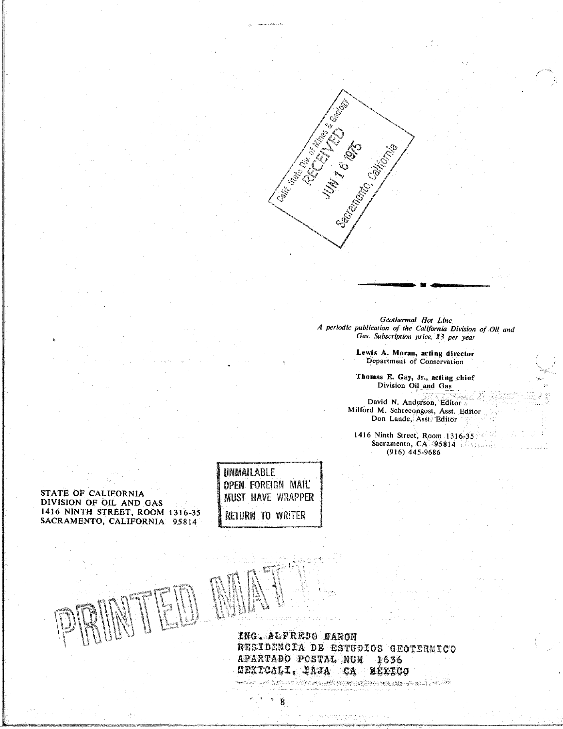Calif. State Div. of Mines & Geology
RECEIVED
JUN 16 1975
Sacramento, California

*Geothermal Hot Line*
*A periodic publication of the California Division of Oil and Gas. Subscription price, $3 per year*

**Lewis A. Moran, acting director**
Department of Conservation

**Thomas E. Gay, Jr., acting chief**
Division Oil and Gas

David N. Anderson, Editor
Milford M. Schrecongost, Asst. Editor
Don Lande, Asst. Editor

1416 Ninth Street, Room 1316-35
Sacramento, CA 95814
(916) 445-9686

STATE OF CALIFORNIA
DIVISION OF OIL AND GAS
1416 NINTH STREET, ROOM 1316-35
SACRAMENTO, CALIFORNIA 95814

UNMAILABLE
OPEN FOREIGN MAIL
MUST HAVE WRAPPER
RETURN TO WRITER

PRINTED MATT

ING. ALFREDO MANON
RESIDENCIA DE ESTUDIOS GEOTERMICO
APARTADO POSTAL NUM 1636
MEXICALI, BAJA CA MÉXICO